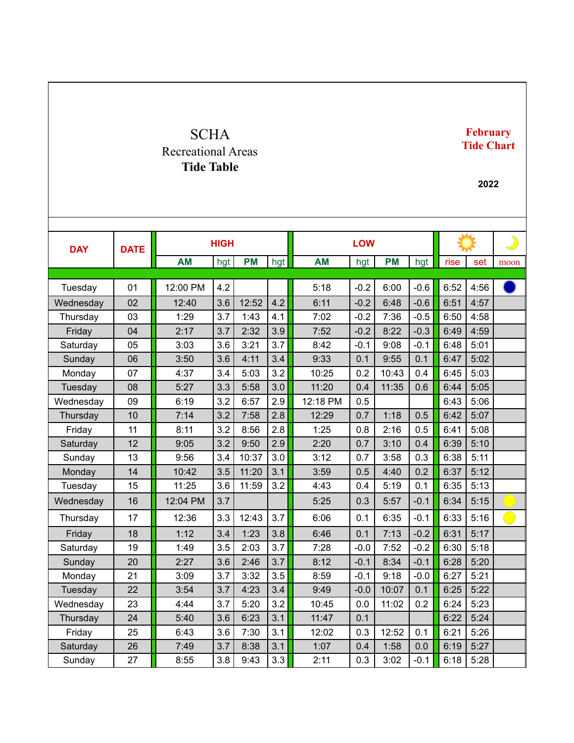# SCHA

## Recreational Areas

## Tide Table

**February Tide Chart**

**2022**

| DAY | DATE | HIGH | | | | LOW | | | | ☀ | | ☽ |
|---|---|---|---|---|---|---|---|---|---|---|---|---|
| | | AM | hgt | PM | hgt | AM | hgt | PM | hgt | rise | set | moon |
| Tuesday | 01 | 12:00 PM | 4.2 | | | 5:18 | -0.2 | 6:00 | -0.6 | 6:52 | 4:56 | ● |
| Wednesday | 02 | 12:40 | 3.6 | 12:52 | 4.2 | 6:11 | -0.2 | 6:48 | -0.6 | 6:51 | 4:57 | |
| Thursday | 03 | 1:29 | 3.7 | 1:43 | 4.1 | 7:02 | -0.2 | 7:36 | -0.5 | 6:50 | 4:58 | |
| Friday | 04 | 2:17 | 3.7 | 2:32 | 3.9 | 7:52 | -0.2 | 8:22 | -0.3 | 6:49 | 4:59 | |
| Saturday | 05 | 3:03 | 3.6 | 3:21 | 3.7 | 8:42 | -0.1 | 9:08 | -0.1 | 6:48 | 5:01 | |
| Sunday | 06 | 3:50 | 3.6 | 4:11 | 3.4 | 9:33 | 0.1 | 9:55 | 0.1 | 6:47 | 5:02 | |
| Monday | 07 | 4:37 | 3.4 | 5:03 | 3.2 | 10:25 | 0.2 | 10:43 | 0.4 | 6:45 | 5:03 | |
| Tuesday | 08 | 5:27 | 3.3 | 5:58 | 3.0 | 11:20 | 0.4 | 11:35 | 0.6 | 6:44 | 5:05 | |
| Wednesday | 09 | 6:19 | 3.2 | 6:57 | 2.9 | 12:18 PM | 0.5 | | | 6:43 | 5:06 | |
| Thursday | 10 | 7:14 | 3.2 | 7:58 | 2.8 | 12:29 | 0.7 | 1:18 | 0.5 | 6:42 | 5:07 | |
| Friday | 11 | 8:11 | 3.2 | 8:56 | 2.8 | 1:25 | 0.8 | 2:16 | 0.5 | 6:41 | 5:08 | |
| Saturday | 12 | 9:05 | 3.2 | 9:50 | 2.9 | 2:20 | 0.7 | 3:10 | 0.4 | 6:39 | 5:10 | |
| Sunday | 13 | 9:56 | 3.4 | 10:37 | 3.0 | 3:12 | 0.7 | 3:58 | 0.3 | 6:38 | 5:11 | |
| Monday | 14 | 10:42 | 3.5 | 11:20 | 3.1 | 3:59 | 0.5 | 4:40 | 0.2 | 6:37 | 5:12 | |
| Tuesday | 15 | 11:25 | 3.6 | 11:59 | 3.2 | 4:43 | 0.4 | 5:19 | 0.1 | 6:35 | 5:13 | |
| Wednesday | 16 | 12:04 PM | 3.7 | | | 5:25 | 0.3 | 5:57 | -0.1 | 6:34 | 5:15 | ○ |
| Thursday | 17 | 12:36 | 3.3 | 12:43 | 3.7 | 6:06 | 0.1 | 6:35 | -0.1 | 6:33 | 5:16 | ○ |
| Friday | 18 | 1:12 | 3.4 | 1:23 | 3.8 | 6:46 | 0.1 | 7:13 | -0.2 | 6:31 | 5:17 | |
| Saturday | 19 | 1:49 | 3.5 | 2:03 | 3.7 | 7:28 | -0.0 | 7:52 | -0.2 | 6:30 | 5:18 | |
| Sunday | 20 | 2:27 | 3.6 | 2:46 | 3.7 | 8:12 | -0.1 | 8:34 | -0.1 | 6:28 | 5:20 | |
| Monday | 21 | 3:09 | 3.7 | 3:32 | 3.5 | 8:59 | -0.1 | 9:18 | -0.0 | 6:27 | 5:21 | |
| Tuesday | 22 | 3:54 | 3.7 | 4:23 | 3.4 | 9:49 | -0.0 | 10:07 | 0.1 | 6:25 | 5:22 | |
| Wednesday | 23 | 4:44 | 3.7 | 5:20 | 3.2 | 10:45 | 0.0 | 11:02 | 0.2 | 6:24 | 5:23 | |
| Thursday | 24 | 5:40 | 3.6 | 6:23 | 3.1 | 11:47 | 0.1 | | | 6:22 | 5:24 | |
| Friday | 25 | 6:43 | 3.6 | 7:30 | 3.1 | 12:02 | 0.3 | 12:52 | 0.1 | 6:21 | 5:26 | |
| Saturday | 26 | 7:49 | 3.7 | 8:38 | 3.1 | 1:07 | 0.4 | 1:58 | 0.0 | 6:19 | 5:27 | |
| Sunday | 27 | 8:55 | 3.8 | 9:43 | 3.3 | 2:11 | 0.3 | 3:02 | -0.1 | 6:18 | 5:28 | |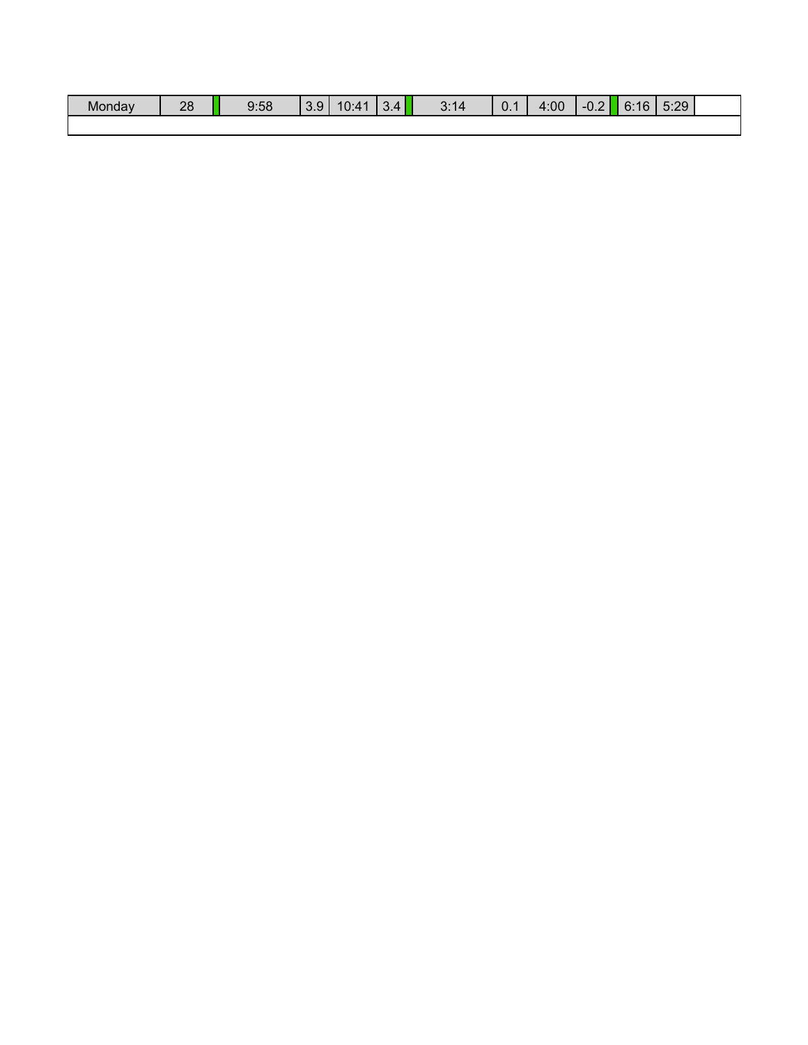| | | | | | | | | | | | | | | | |
|---|---|---|---|---|---|---|---|---|---|---|---|---|---|---|---|
| Monday | 28 | | 9:58 | 3.9 | 10:41 | 3.4 | | 3:14 | 0.1 | 4:00 | -0.2 | | 6:16 | 5:29 | |